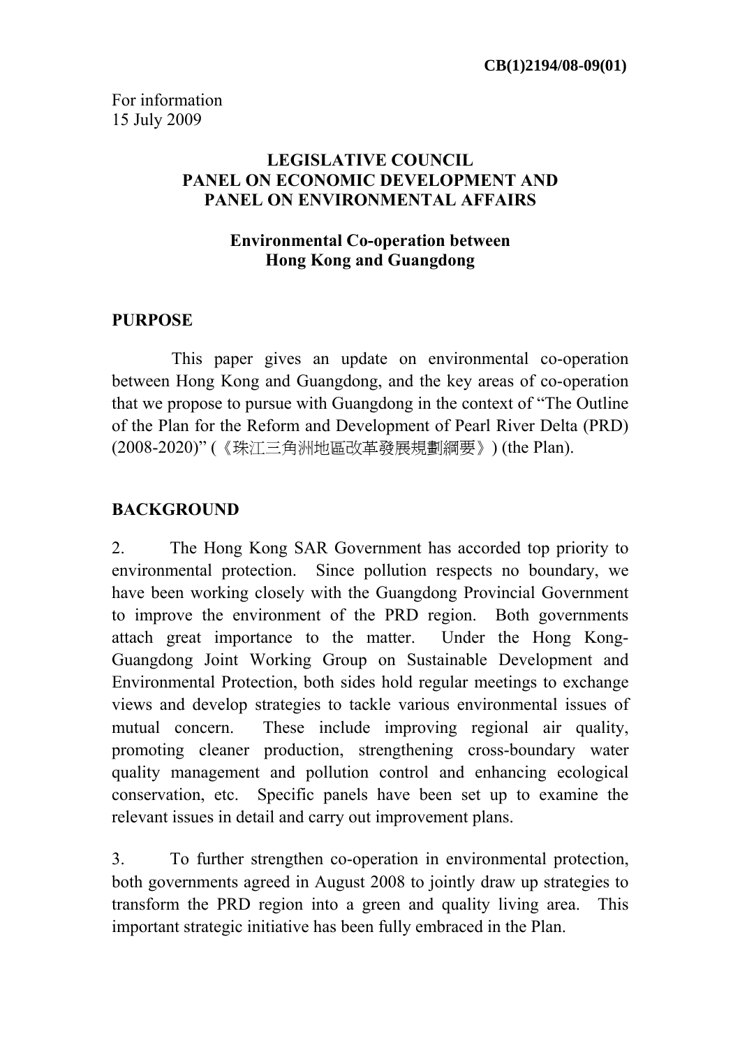**CB(1)2194/08-09(01)**

For information
15 July 2009

**LEGISLATIVE COUNCIL**
**PANEL ON ECONOMIC DEVELOPMENT AND**
**PANEL ON ENVIRONMENTAL AFFAIRS**

**Environmental Co-operation between**
**Hong Kong and Guangdong**

## PURPOSE

This paper gives an update on environmental co-operation between Hong Kong and Guangdong, and the key areas of co-operation that we propose to pursue with Guangdong in the context of "The Outline of the Plan for the Reform and Development of Pearl River Delta (PRD) (2008-2020)" (《珠江三角洲地區改革發展規劃綱要》) (the Plan).

## BACKGROUND

2. The Hong Kong SAR Government has accorded top priority to environmental protection. Since pollution respects no boundary, we have been working closely with the Guangdong Provincial Government to improve the environment of the PRD region. Both governments attach great importance to the matter. Under the Hong Kong-Guangdong Joint Working Group on Sustainable Development and Environmental Protection, both sides hold regular meetings to exchange views and develop strategies to tackle various environmental issues of mutual concern. These include improving regional air quality, promoting cleaner production, strengthening cross-boundary water quality management and pollution control and enhancing ecological conservation, etc. Specific panels have been set up to examine the relevant issues in detail and carry out improvement plans.

3. To further strengthen co-operation in environmental protection, both governments agreed in August 2008 to jointly draw up strategies to transform the PRD region into a green and quality living area. This important strategic initiative has been fully embraced in the Plan.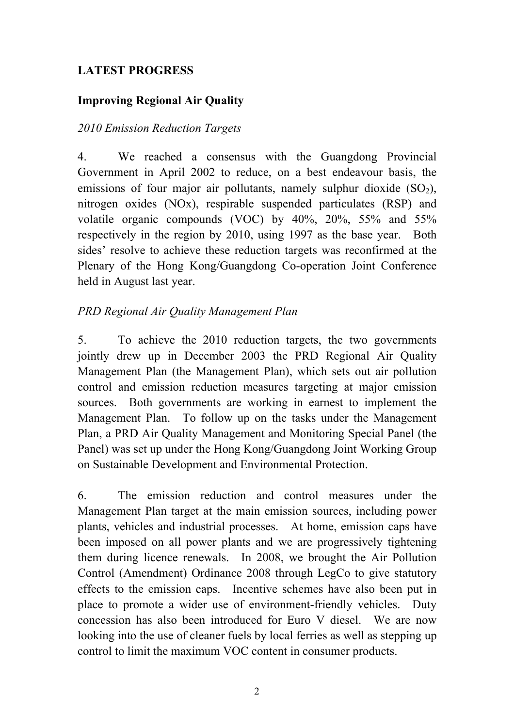## LATEST PROGRESS

### Improving Regional Air Quality

*2010 Emission Reduction Targets*

4. We reached a consensus with the Guangdong Provincial Government in April 2002 to reduce, on a best endeavour basis, the emissions of four major air pollutants, namely sulphur dioxide ($SO_2$), nitrogen oxides (NOx), respirable suspended particulates (RSP) and volatile organic compounds (VOC) by 40%, 20%, 55% and 55% respectively in the region by 2010, using 1997 as the base year. Both sides' resolve to achieve these reduction targets was reconfirmed at the Plenary of the Hong Kong/Guangdong Co-operation Joint Conference held in August last year.

*PRD Regional Air Quality Management Plan*

5. To achieve the 2010 reduction targets, the two governments jointly drew up in December 2003 the PRD Regional Air Quality Management Plan (the Management Plan), which sets out air pollution control and emission reduction measures targeting at major emission sources. Both governments are working in earnest to implement the Management Plan. To follow up on the tasks under the Management Plan, a PRD Air Quality Management and Monitoring Special Panel (the Panel) was set up under the Hong Kong/Guangdong Joint Working Group on Sustainable Development and Environmental Protection.

6. The emission reduction and control measures under the Management Plan target at the main emission sources, including power plants, vehicles and industrial processes. At home, emission caps have been imposed on all power plants and we are progressively tightening them during licence renewals. In 2008, we brought the Air Pollution Control (Amendment) Ordinance 2008 through LegCo to give statutory effects to the emission caps. Incentive schemes have also been put in place to promote a wider use of environment-friendly vehicles. Duty concession has also been introduced for Euro V diesel. We are now looking into the use of cleaner fuels by local ferries as well as stepping up control to limit the maximum VOC content in consumer products.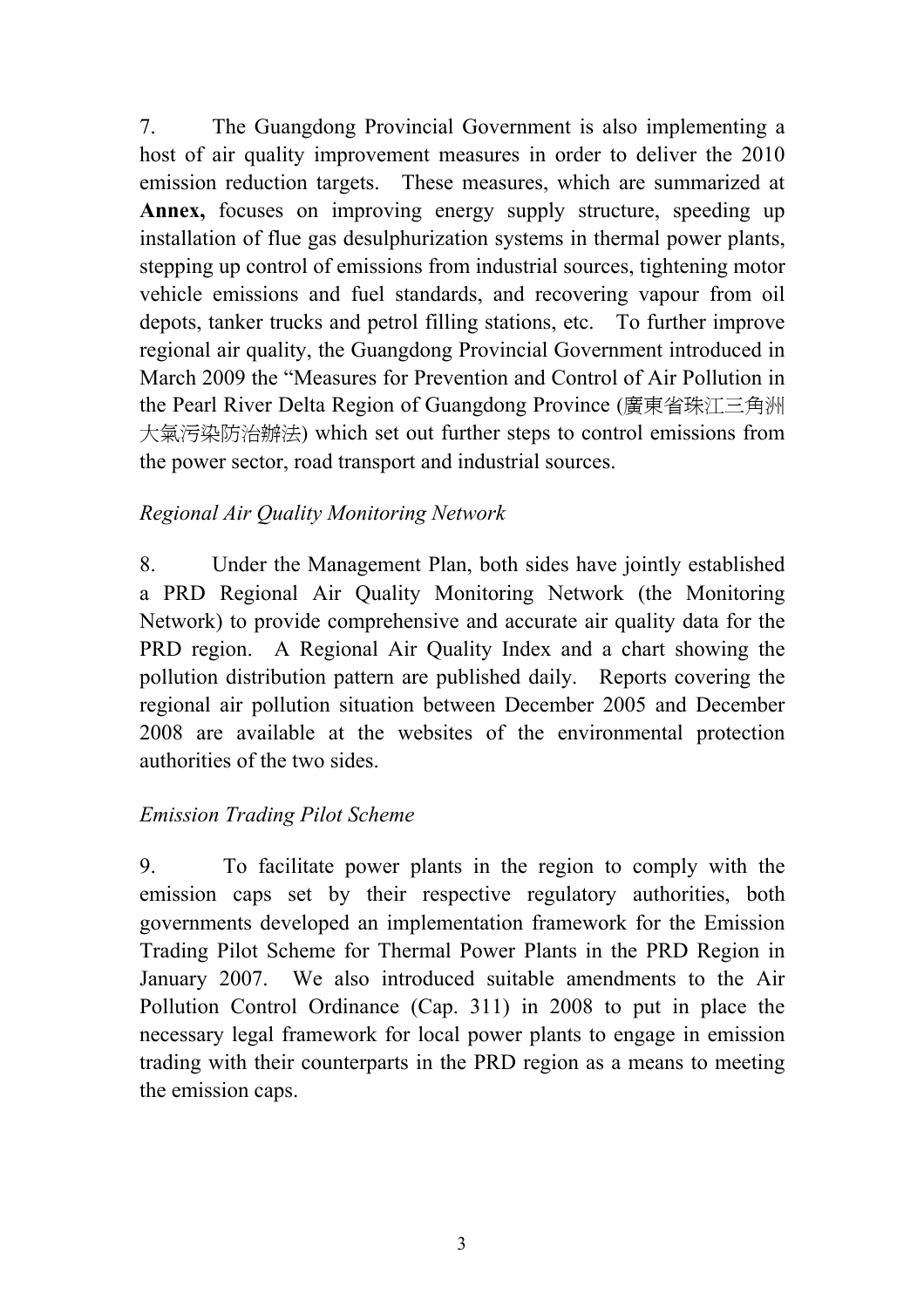7. The Guangdong Provincial Government is also implementing a host of air quality improvement measures in order to deliver the 2010 emission reduction targets. These measures, which are summarized at **Annex,** focuses on improving energy supply structure, speeding up installation of flue gas desulphurization systems in thermal power plants, stepping up control of emissions from industrial sources, tightening motor vehicle emissions and fuel standards, and recovering vapour from oil depots, tanker trucks and petrol filling stations, etc. To further improve regional air quality, the Guangdong Provincial Government introduced in March 2009 the "Measures for Prevention and Control of Air Pollution in the Pearl River Delta Region of Guangdong Province (廣東省珠江三角洲大氣污染防治辦法) which set out further steps to control emissions from the power sector, road transport and industrial sources.

*Regional Air Quality Monitoring Network*

8. Under the Management Plan, both sides have jointly established a PRD Regional Air Quality Monitoring Network (the Monitoring Network) to provide comprehensive and accurate air quality data for the PRD region. A Regional Air Quality Index and a chart showing the pollution distribution pattern are published daily. Reports covering the regional air pollution situation between December 2005 and December 2008 are available at the websites of the environmental protection authorities of the two sides.

*Emission Trading Pilot Scheme*

9. To facilitate power plants in the region to comply with the emission caps set by their respective regulatory authorities, both governments developed an implementation framework for the Emission Trading Pilot Scheme for Thermal Power Plants in the PRD Region in January 2007. We also introduced suitable amendments to the Air Pollution Control Ordinance (Cap. 311) in 2008 to put in place the necessary legal framework for local power plants to engage in emission trading with their counterparts in the PRD region as a means to meeting the emission caps.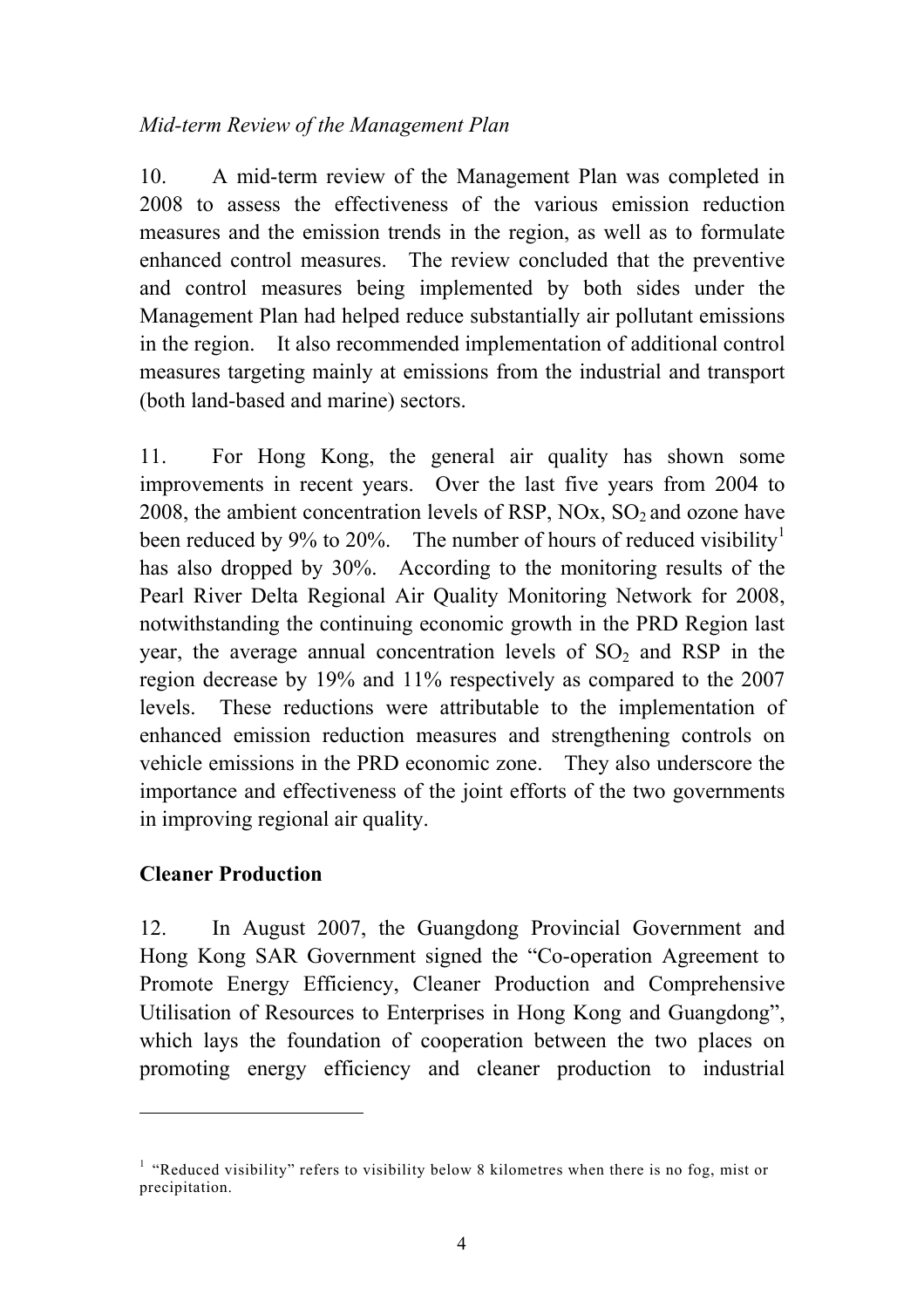*Mid-term Review of the Management Plan*

10. A mid-term review of the Management Plan was completed in 2008 to assess the effectiveness of the various emission reduction measures and the emission trends in the region, as well as to formulate enhanced control measures. The review concluded that the preventive and control measures being implemented by both sides under the Management Plan had helped reduce substantially air pollutant emissions in the region. It also recommended implementation of additional control measures targeting mainly at emissions from the industrial and transport (both land-based and marine) sectors.

11. For Hong Kong, the general air quality has shown some improvements in recent years. Over the last five years from 2004 to 2008, the ambient concentration levels of RSP, NOx, $SO_2$ and ozone have been reduced by 9% to 20%. The number of hours of reduced visibility[1] has also dropped by 30%. According to the monitoring results of the Pearl River Delta Regional Air Quality Monitoring Network for 2008, notwithstanding the continuing economic growth in the PRD Region last year, the average annual concentration levels of $SO_2$ and RSP in the region decrease by 19% and 11% respectively as compared to the 2007 levels. These reductions were attributable to the implementation of enhanced emission reduction measures and strengthening controls on vehicle emissions in the PRD economic zone. They also underscore the importance and effectiveness of the joint efforts of the two governments in improving regional air quality.

**Cleaner Production**

12. In August 2007, the Guangdong Provincial Government and Hong Kong SAR Government signed the "Co-operation Agreement to Promote Energy Efficiency, Cleaner Production and Comprehensive Utilisation of Resources to Enterprises in Hong Kong and Guangdong", which lays the foundation of cooperation between the two places on promoting energy efficiency and cleaner production to industrial

---

[1] "Reduced visibility" refers to visibility below 8 kilometres when there is no fog, mist or precipitation.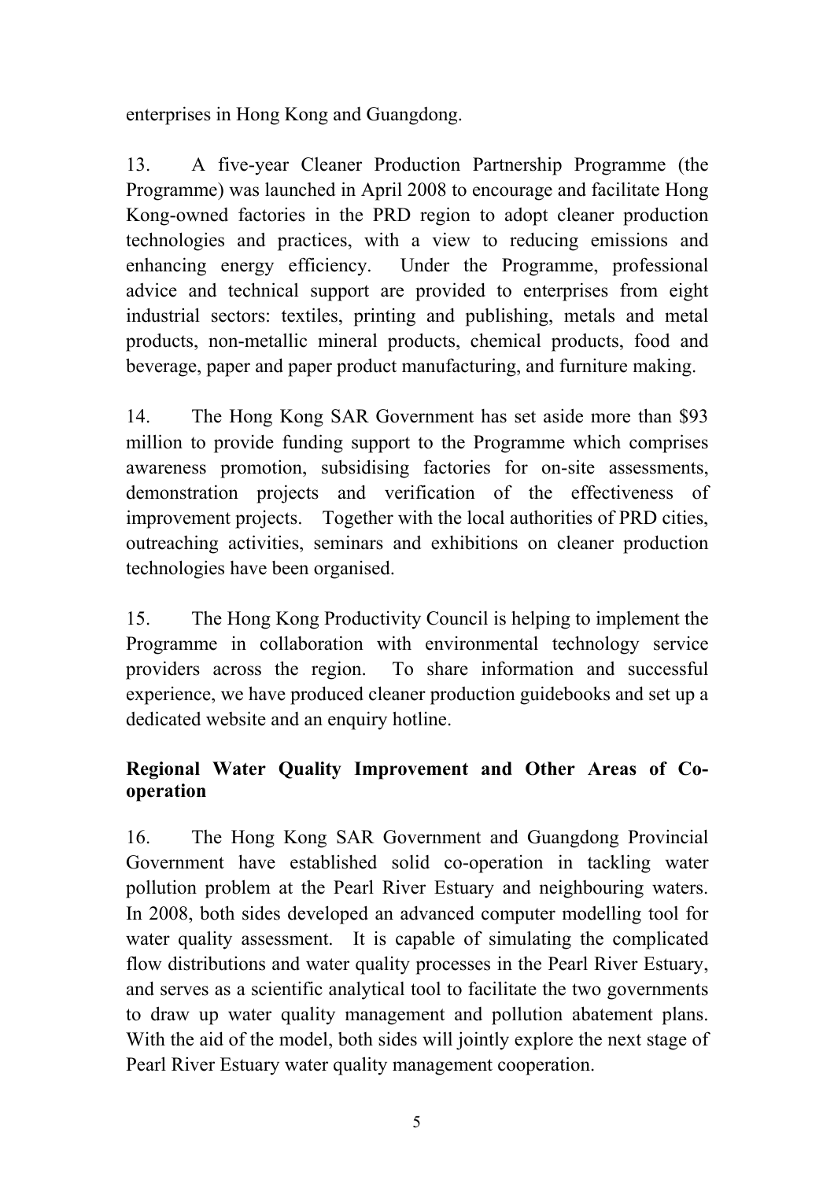enterprises in Hong Kong and Guangdong.

13. A five-year Cleaner Production Partnership Programme (the Programme) was launched in April 2008 to encourage and facilitate Hong Kong-owned factories in the PRD region to adopt cleaner production technologies and practices, with a view to reducing emissions and enhancing energy efficiency. Under the Programme, professional advice and technical support are provided to enterprises from eight industrial sectors: textiles, printing and publishing, metals and metal products, non-metallic mineral products, chemical products, food and beverage, paper and paper product manufacturing, and furniture making.

14. The Hong Kong SAR Government has set aside more than $93 million to provide funding support to the Programme which comprises awareness promotion, subsidising factories for on-site assessments, demonstration projects and verification of the effectiveness of improvement projects. Together with the local authorities of PRD cities, outreaching activities, seminars and exhibitions on cleaner production technologies have been organised.

15. The Hong Kong Productivity Council is helping to implement the Programme in collaboration with environmental technology service providers across the region. To share information and successful experience, we have produced cleaner production guidebooks and set up a dedicated website and an enquiry hotline.

**Regional Water Quality Improvement and Other Areas of Co-operation**

16. The Hong Kong SAR Government and Guangdong Provincial Government have established solid co-operation in tackling water pollution problem at the Pearl River Estuary and neighbouring waters. In 2008, both sides developed an advanced computer modelling tool for water quality assessment. It is capable of simulating the complicated flow distributions and water quality processes in the Pearl River Estuary, and serves as a scientific analytical tool to facilitate the two governments to draw up water quality management and pollution abatement plans. With the aid of the model, both sides will jointly explore the next stage of Pearl River Estuary water quality management cooperation.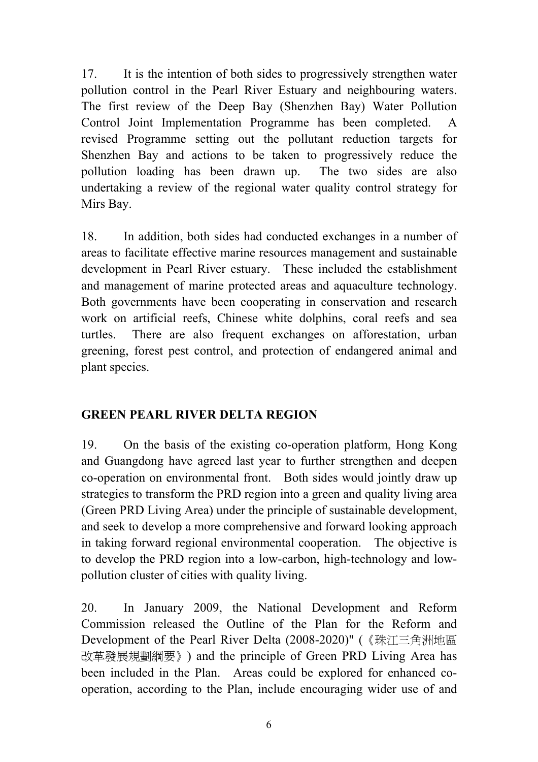17. It is the intention of both sides to progressively strengthen water pollution control in the Pearl River Estuary and neighbouring waters. The first review of the Deep Bay (Shenzhen Bay) Water Pollution Control Joint Implementation Programme has been completed. A revised Programme setting out the pollutant reduction targets for Shenzhen Bay and actions to be taken to progressively reduce the pollution loading has been drawn up. The two sides are also undertaking a review of the regional water quality control strategy for Mirs Bay.

18. In addition, both sides had conducted exchanges in a number of areas to facilitate effective marine resources management and sustainable development in Pearl River estuary. These included the establishment and management of marine protected areas and aquaculture technology. Both governments have been cooperating in conservation and research work on artificial reefs, Chinese white dolphins, coral reefs and sea turtles. There are also frequent exchanges on afforestation, urban greening, forest pest control, and protection of endangered animal and plant species.

**GREEN PEARL RIVER DELTA REGION**

19. On the basis of the existing co-operation platform, Hong Kong and Guangdong have agreed last year to further strengthen and deepen co-operation on environmental front. Both sides would jointly draw up strategies to transform the PRD region into a green and quality living area (Green PRD Living Area) under the principle of sustainable development, and seek to develop a more comprehensive and forward looking approach in taking forward regional environmental cooperation. The objective is to develop the PRD region into a low-carbon, high-technology and low-pollution cluster of cities with quality living.

20. In January 2009, the National Development and Reform Commission released the Outline of the Plan for the Reform and Development of the Pearl River Delta (2008-2020)" (《珠江三角洲地區改革發展規劃綱要》) and the principle of Green PRD Living Area has been included in the Plan. Areas could be explored for enhanced co-operation, according to the Plan, include encouraging wider use of and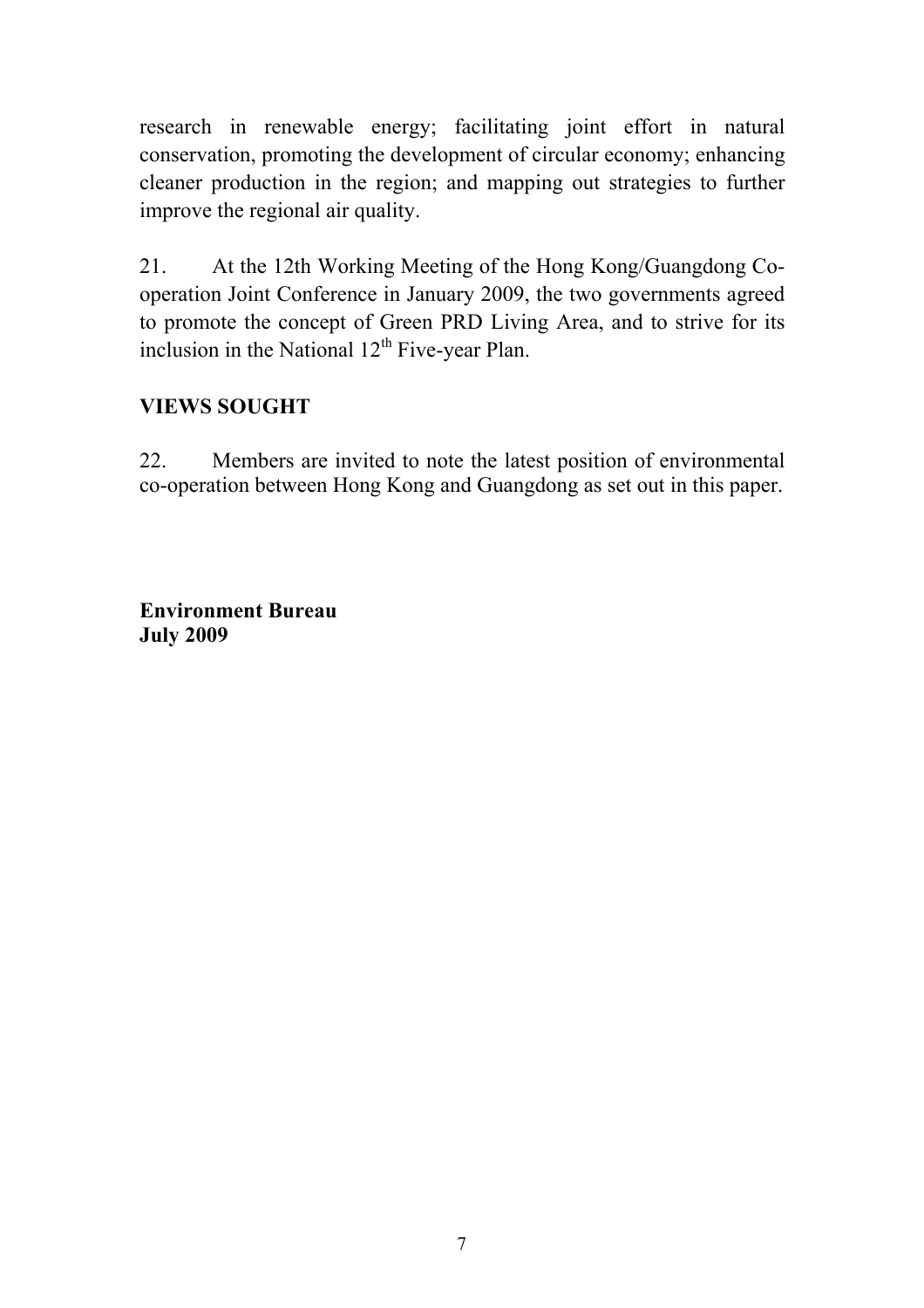research in renewable energy; facilitating joint effort in natural conservation, promoting the development of circular economy; enhancing cleaner production in the region; and mapping out strategies to further improve the regional air quality.

21. At the 12th Working Meeting of the Hong Kong/Guangdong Co-operation Joint Conference in January 2009, the two governments agreed to promote the concept of Green PRD Living Area, and to strive for its inclusion in the National $12^{th}$ Five-year Plan.

## VIEWS SOUGHT

22. Members are invited to note the latest position of environmental co-operation between Hong Kong and Guangdong as set out in this paper.

**Environment Bureau**
**July 2009**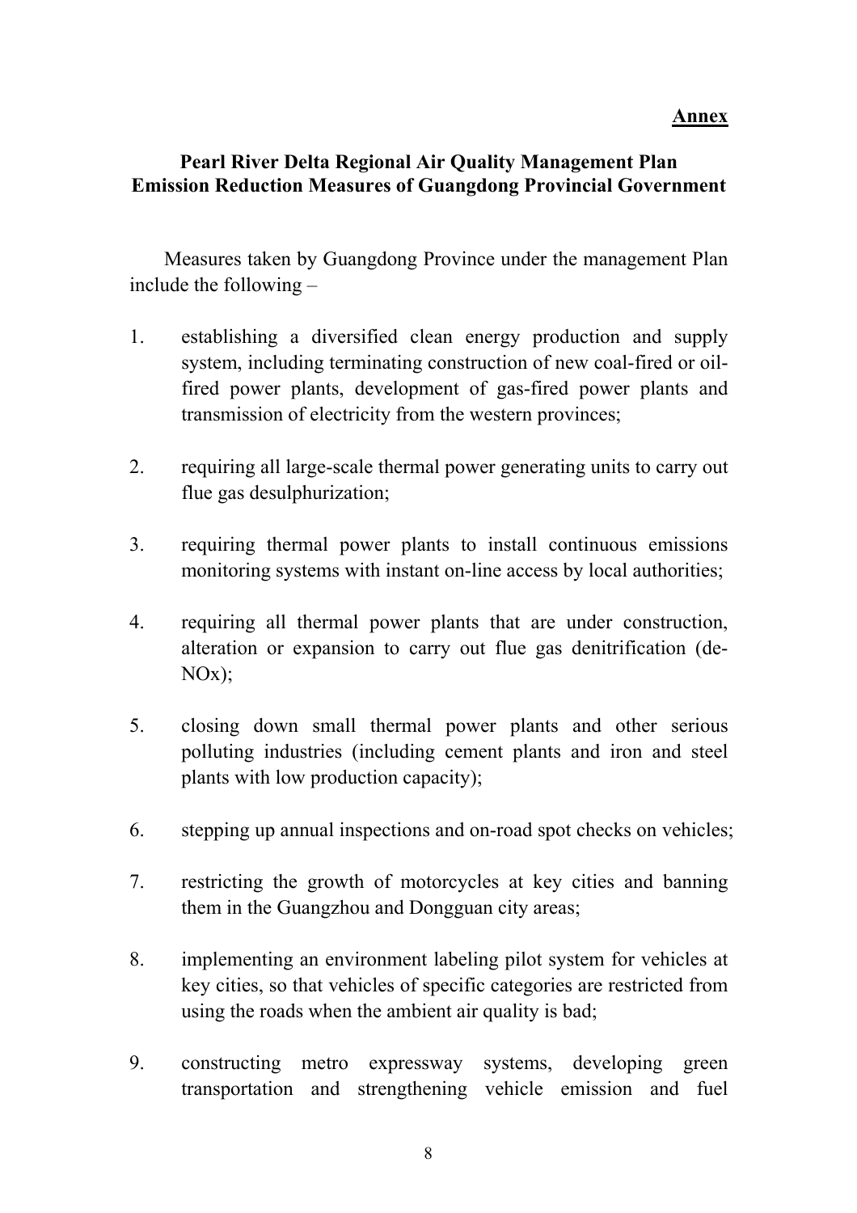**Annex**

**Pearl River Delta Regional Air Quality Management Plan**
**Emission Reduction Measures of Guangdong Provincial Government**

Measures taken by Guangdong Province under the management Plan include the following –

1. establishing a diversified clean energy production and supply system, including terminating construction of new coal-fired or oil-fired power plants, development of gas-fired power plants and transmission of electricity from the western provinces;

2. requiring all large-scale thermal power generating units to carry out flue gas desulphurization;

3. requiring thermal power plants to install continuous emissions monitoring systems with instant on-line access by local authorities;

4. requiring all thermal power plants that are under construction, alteration or expansion to carry out flue gas denitrification (de-NOx);

5. closing down small thermal power plants and other serious polluting industries (including cement plants and iron and steel plants with low production capacity);

6. stepping up annual inspections and on-road spot checks on vehicles;

7. restricting the growth of motorcycles at key cities and banning them in the Guangzhou and Dongguan city areas;

8. implementing an environment labeling pilot system for vehicles at key cities, so that vehicles of specific categories are restricted from using the roads when the ambient air quality is bad;

9. constructing metro expressway systems, developing green transportation and strengthening vehicle emission and fuel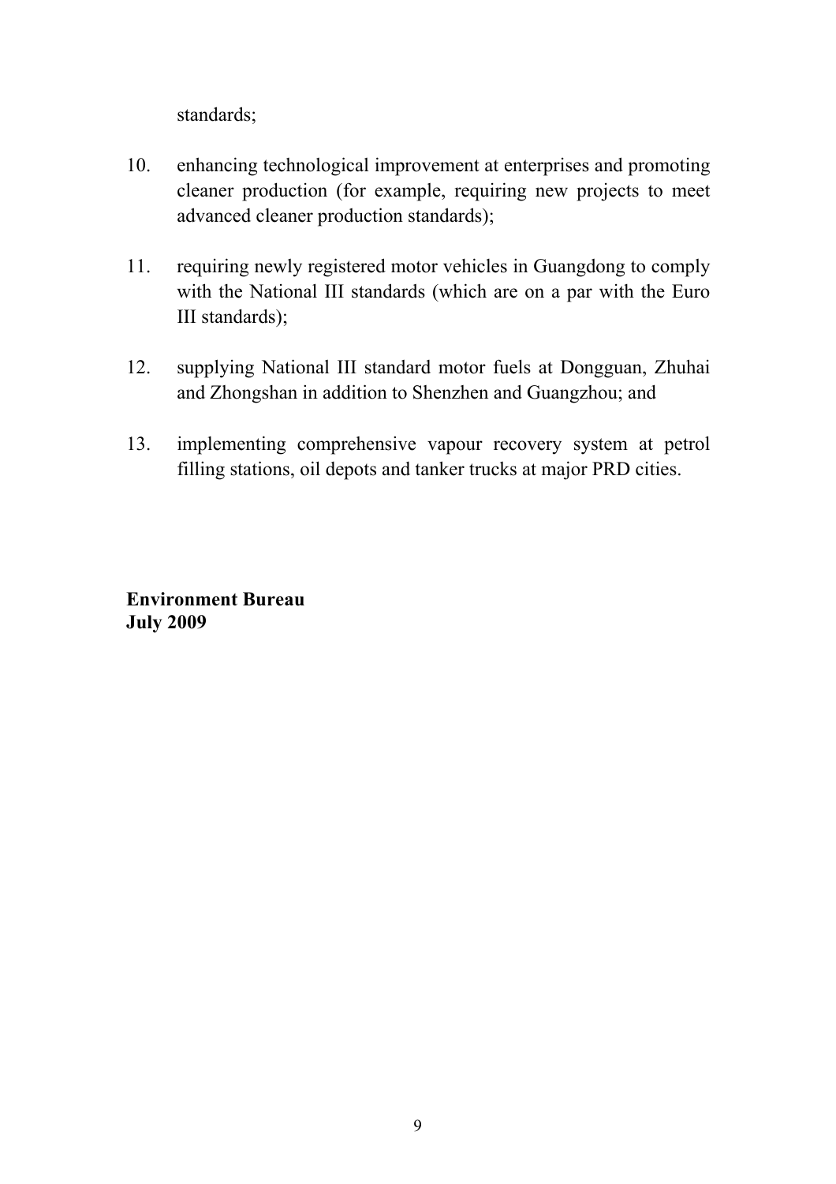standards;

10. enhancing technological improvement at enterprises and promoting cleaner production (for example, requiring new projects to meet advanced cleaner production standards);

11. requiring newly registered motor vehicles in Guangdong to comply with the National III standards (which are on a par with the Euro III standards);

12. supplying National III standard motor fuels at Dongguan, Zhuhai and Zhongshan in addition to Shenzhen and Guangzhou; and

13. implementing comprehensive vapour recovery system at petrol filling stations, oil depots and tanker trucks at major PRD cities.

**Environment Bureau**
**July 2009**